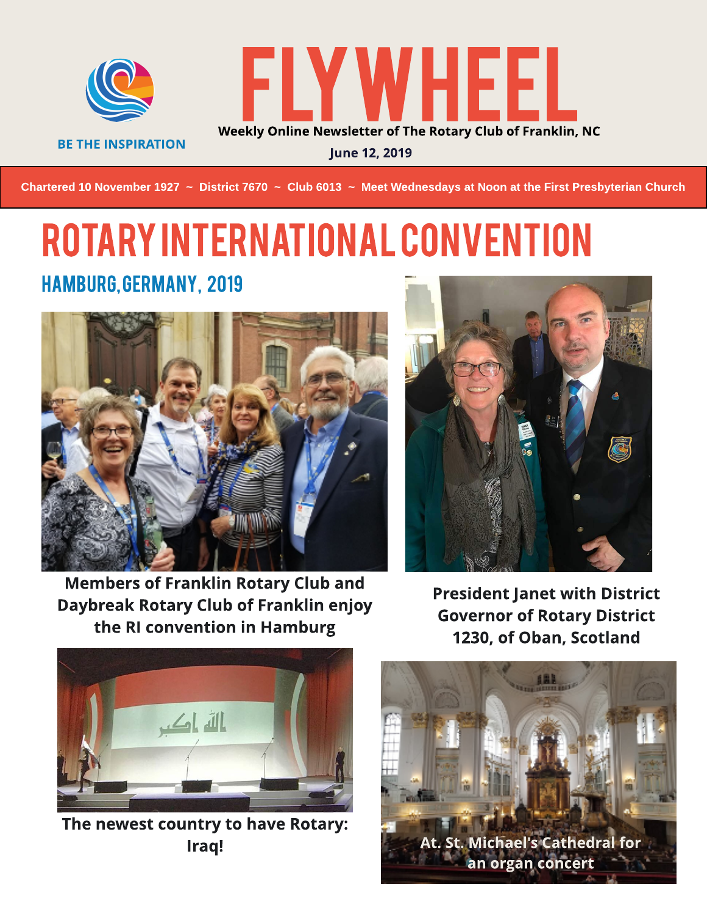# FLYWHEEL

BE THE INSPIRATION

**Weekly Online Newsletter of The Rotary Club of Franklin, NC**

**June 12, 2019**

**Chartered 10 November 1927 ~ District 7670 ~ Club 6013 ~ Meet Wednesdays at Noon at the First Presbyterian Church**

# ROTARY INTERNATIONAL CONVENTION

## HAMBURG, GERMANY, 2019

**Members of Franklin Rotary Club and Daybreak Rotary Club of Franklin enjoy the RI convention in Hamburg**

**President Janet with District Governor of Rotary District 1230, of Oban, Scotland**

**The newest country to have Rotary: Iraq!**

**At. St. Michael's Cathedral for an organ concert**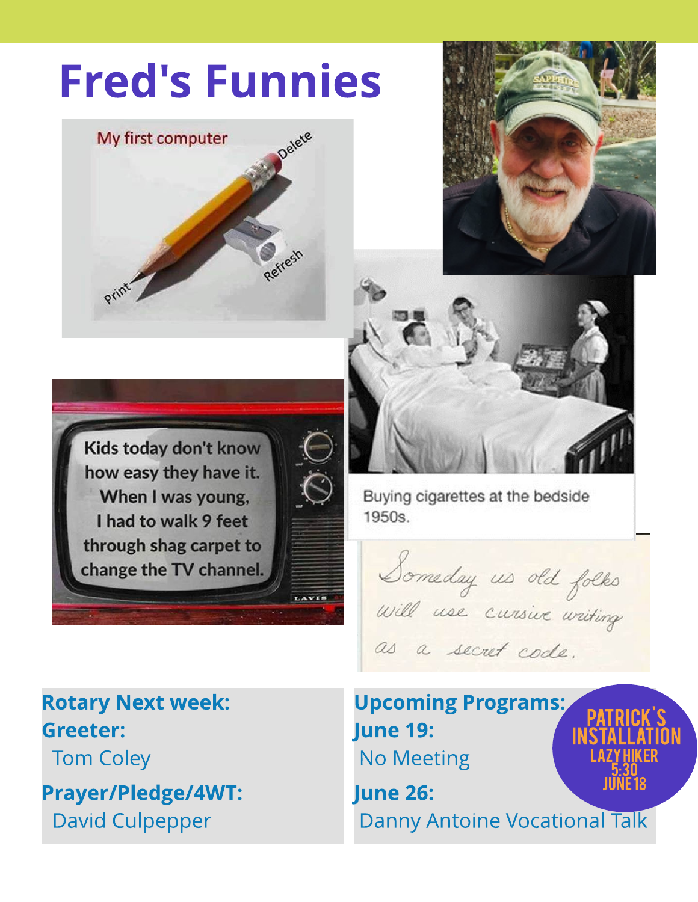# Fred's Funnies

My first computer

Delete

Print

Refresh

Kids today don't know how easy they have it. When I was young, I had to walk 9 feet through shag carpet to change the TV channel.

Buying cigarettes at the bedside 1950s.

Someday us old folks will use cursive writing as a secret code.

**Rotary Next week:**

**Greeter:**

Tom Coley

**Prayer/Pledge/4WT:**

David Culpepper

**Upcoming Programs:**

**June 19:**

No Meeting

**June 26:**

Danny Antoine Vocational Talk

PATRICK'S INSTALLATION
LAZY HIKER
5:30
JUNE 18